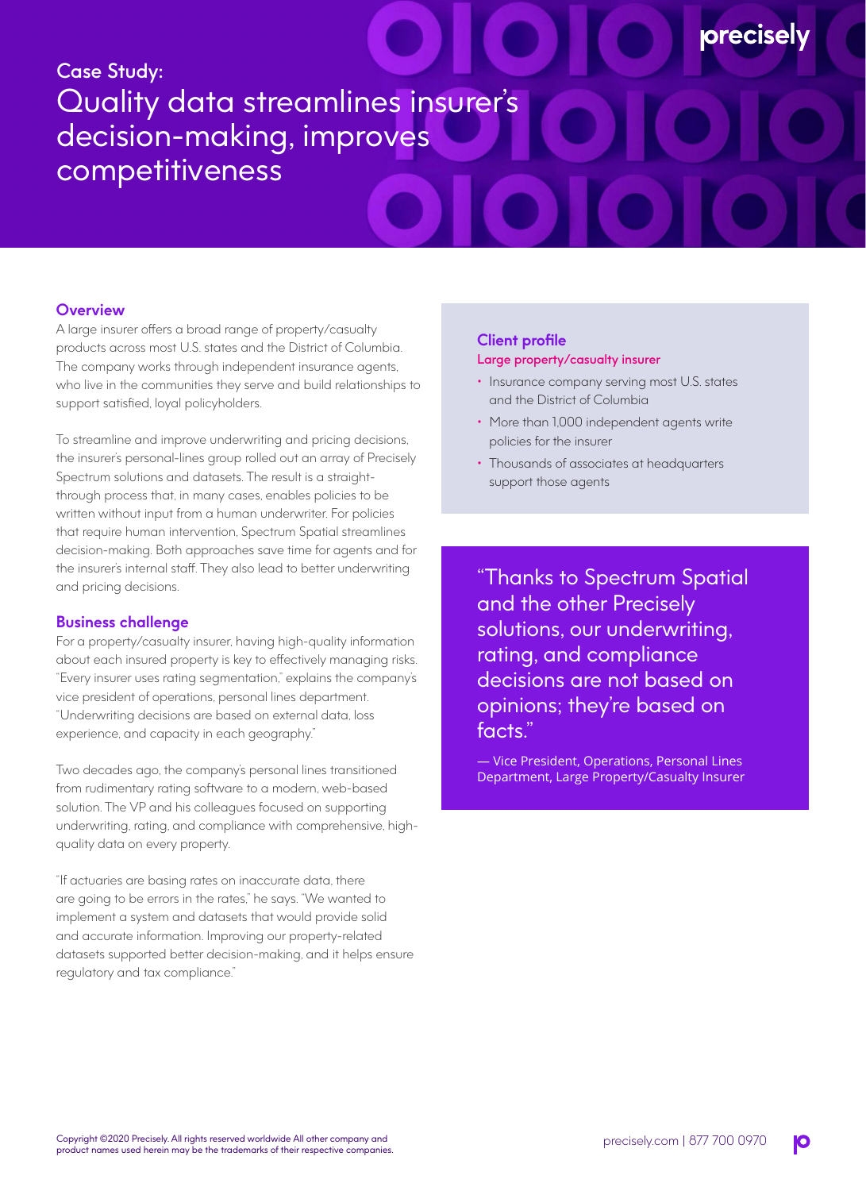Case Study:

# Quality data streamlines insurer's decision-making, improves competitiveness

## Overview

A large insurer offers a broad range of property/casualty products across most U.S. states and the District of Columbia. The company works through independent insurance agents, who live in the communities they serve and build relationships to support satisfied, loyal policyholders.

To streamline and improve underwriting and pricing decisions, the insurer's personal-lines group rolled out an array of Precisely Spectrum solutions and datasets. The result is a straight-through process that, in many cases, enables policies to be written without input from a human underwriter. For policies that require human intervention, Spectrum Spatial streamlines decision-making. Both approaches save time for agents and for the insurer's internal staff. They also lead to better underwriting and pricing decisions.

## Business challenge

For a property/casualty insurer, having high-quality information about each insured property is key to effectively managing risks. "Every insurer uses rating segmentation," explains the company's vice president of operations, personal lines department. "Underwriting decisions are based on external data, loss experience, and capacity in each geography."

Two decades ago, the company's personal lines transitioned from rudimentary rating software to a modern, web-based solution. The VP and his colleagues focused on supporting underwriting, rating, and compliance with comprehensive, high-quality data on every property.

"If actuaries are basing rates on inaccurate data, there are going to be errors in the rates," he says. "We wanted to implement a system and datasets that would provide solid and accurate information. Improving our property-related datasets supported better decision-making, and it helps ensure regulatory and tax compliance."

## Client profile

**Large property/casualty insurer**

- Insurance company serving most U.S. states and the District of Columbia
- More than 1,000 independent agents write policies for the insurer
- Thousands of associates at headquarters support those agents

"Thanks to Spectrum Spatial and the other Precisely solutions, our underwriting, rating, and compliance decisions are not based on opinions; they're based on facts."

— Vice President, Operations, Personal Lines Department, Large Property/Casualty Insurer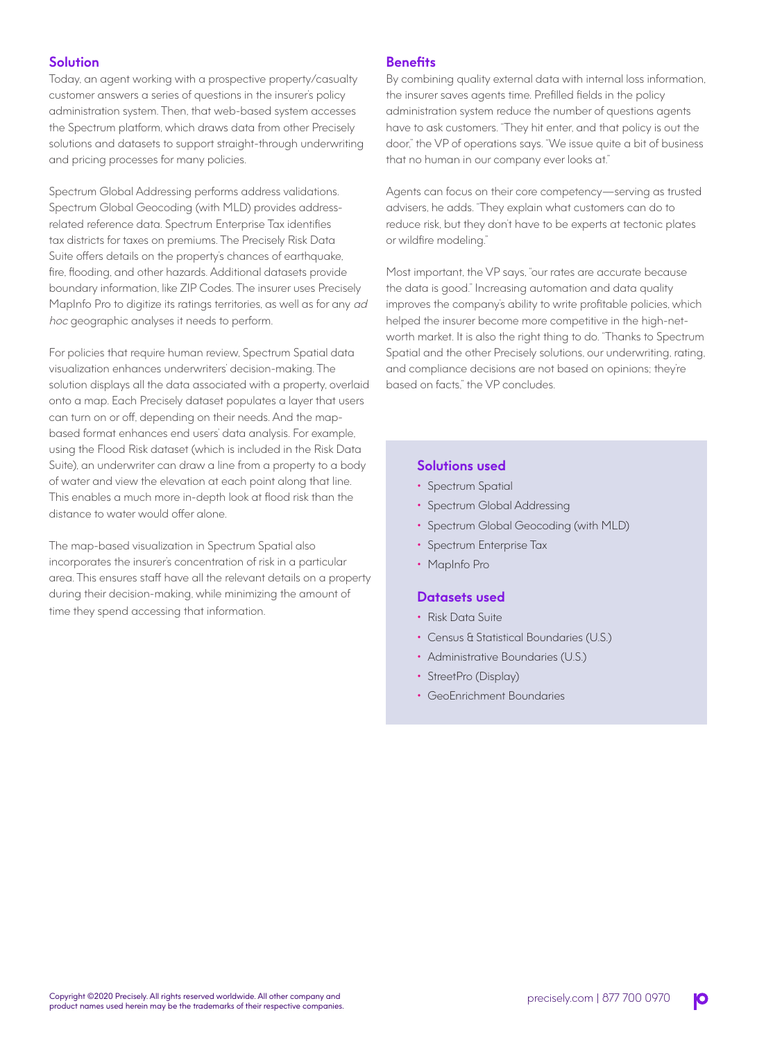## Solution

Today, an agent working with a prospective property/casualty customer answers a series of questions in the insurer's policy administration system. Then, that web-based system accesses the Spectrum platform, which draws data from other Precisely solutions and datasets to support straight-through underwriting and pricing processes for many policies.

Spectrum Global Addressing performs address validations. Spectrum Global Geocoding (with MLD) provides address-related reference data. Spectrum Enterprise Tax identifies tax districts for taxes on premiums. The Precisely Risk Data Suite offers details on the property's chances of earthquake, fire, flooding, and other hazards. Additional datasets provide boundary information, like ZIP Codes. The insurer uses Precisely MapInfo Pro to digitize its ratings territories, as well as for any *ad hoc* geographic analyses it needs to perform.

For policies that require human review, Spectrum Spatial data visualization enhances underwriters' decision-making. The solution displays all the data associated with a property, overlaid onto a map. Each Precisely dataset populates a layer that users can turn on or off, depending on their needs. And the map-based format enhances end users' data analysis. For example, using the Flood Risk dataset (which is included in the Risk Data Suite), an underwriter can draw a line from a property to a body of water and view the elevation at each point along that line. This enables a much more in-depth look at flood risk than the distance to water would offer alone.

The map-based visualization in Spectrum Spatial also incorporates the insurer's concentration of risk in a particular area. This ensures staff have all the relevant details on a property during their decision-making, while minimizing the amount of time they spend accessing that information.

## Benefits

By combining quality external data with internal loss information, the insurer saves agents time. Prefilled fields in the policy administration system reduce the number of questions agents have to ask customers. "They hit enter, and that policy is out the door," the VP of operations says. "We issue quite a bit of business that no human in our company ever looks at."

Agents can focus on their core competency—serving as trusted advisers, he adds. "They explain what customers can do to reduce risk, but they don't have to be experts at tectonic plates or wildfire modeling."

Most important, the VP says, "our rates are accurate because the data is good." Increasing automation and data quality improves the company's ability to write profitable policies, which helped the insurer become more competitive in the high-net-worth market. It is also the right thing to do. "Thanks to Spectrum Spatial and the other Precisely solutions, our underwriting, rating, and compliance decisions are not based on opinions; they're based on facts," the VP concludes.

### Solutions used

- Spectrum Spatial
- Spectrum Global Addressing
- Spectrum Global Geocoding (with MLD)
- Spectrum Enterprise Tax
- MapInfo Pro

### Datasets used

- Risk Data Suite
- Census & Statistical Boundaries (U.S.)
- Administrative Boundaries (U.S.)
- StreetPro (Display)
- GeoEnrichment Boundaries

Copyright ©2020 Precisely. All rights reserved worldwide. All other company and product names used herein may be the trademarks of their respective companies.

precisely.com | 877 700 0970